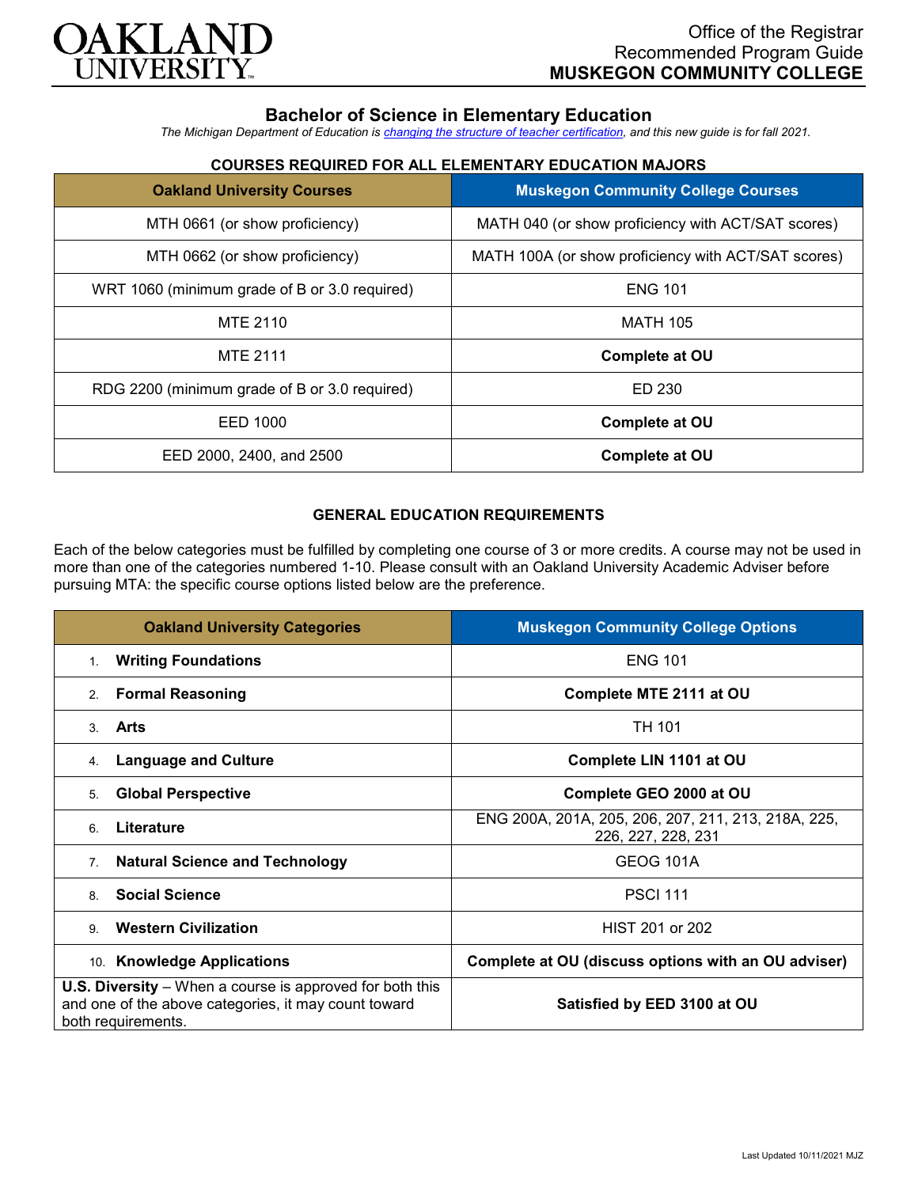Office of the Registrar
Recommended Program Guide
**MUSKEGON COMMUNITY COLLEGE**

# Bachelor of Science in Elementary Education

*The Michigan Department of Education is changing the structure of teacher certification, and this new guide is for fall 2021.*

### COURSES REQUIRED FOR ALL ELEMENTARY EDUCATION MAJORS

| Oakland University Courses | Muskegon Community College Courses |
|---|---|
| MTH 0661 (or show proficiency) | MATH 040 (or show proficiency with ACT/SAT scores) |
| MTH 0662 (or show proficiency) | MATH 100A (or show proficiency with ACT/SAT scores) |
| WRT 1060 (minimum grade of B or 3.0 required) | ENG 101 |
| MTE 2110 | MATH 105 |
| MTE 2111 | **Complete at OU** |
| RDG 2200 (minimum grade of B or 3.0 required) | ED 230 |
| EED 1000 | **Complete at OU** |
| EED 2000, 2400, and 2500 | **Complete at OU** |

### GENERAL EDUCATION REQUIREMENTS

Each of the below categories must be fulfilled by completing one course of 3 or more credits. A course may not be used in more than one of the categories numbered 1-10. Please consult with an Oakland University Academic Adviser before pursuing MTA: the specific course options listed below are the preference.

| Oakland University Categories | Muskegon Community College Options |
|---|---|
| 1. **Writing Foundations** | ENG 101 |
| 2. **Formal Reasoning** | **Complete MTE 2111 at OU** |
| 3. **Arts** | TH 101 |
| 4. **Language and Culture** | **Complete LIN 1101 at OU** |
| 5. **Global Perspective** | **Complete GEO 2000 at OU** |
| 6. **Literature** | ENG 200A, 201A, 205, 206, 207, 211, 213, 218A, 225, 226, 227, 228, 231 |
| 7. **Natural Science and Technology** | GEOG 101A |
| 8. **Social Science** | PSCI 111 |
| 9. **Western Civilization** | HIST 201 or 202 |
| 10. **Knowledge Applications** | **Complete at OU (discuss options with an OU adviser)** |
| **U.S. Diversity** – When a course is approved for both this and one of the above categories, it may count toward both requirements. | **Satisfied by EED 3100 at OU** |

Last Updated 10/11/2021 MJZ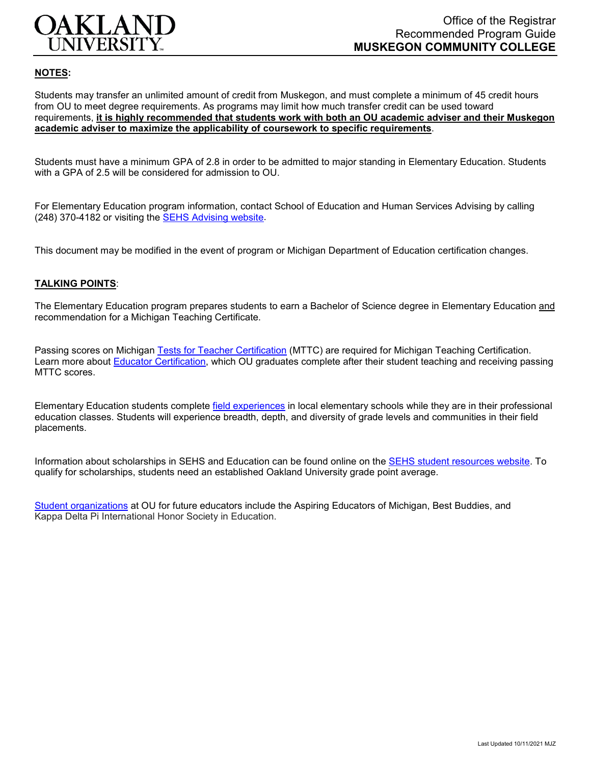**NOTES:**

Students may transfer an unlimited amount of credit from Muskegon, and must complete a minimum of 45 credit hours from OU to meet degree requirements. As programs may limit how much transfer credit can be used toward requirements, **it is highly recommended that students work with both an OU academic adviser and their Muskegon academic adviser to maximize the applicability of coursework to specific requirements**.

Students must have a minimum GPA of 2.8 in order to be admitted to major standing in Elementary Education. Students with a GPA of 2.5 will be considered for admission to OU.

For Elementary Education program information, contact School of Education and Human Services Advising by calling (248) 370-4182 or visiting the SEHS Advising website.

This document may be modified in the event of program or Michigan Department of Education certification changes.

**TALKING POINTS**:

The Elementary Education program prepares students to earn a Bachelor of Science degree in Elementary Education and recommendation for a Michigan Teaching Certificate.

Passing scores on Michigan Tests for Teacher Certification (MTTC) are required for Michigan Teaching Certification. Learn more about Educator Certification, which OU graduates complete after their student teaching and receiving passing MTTC scores.

Elementary Education students complete field experiences in local elementary schools while they are in their professional education classes. Students will experience breadth, depth, and diversity of grade levels and communities in their field placements.

Information about scholarships in SEHS and Education can be found online on the SEHS student resources website. To qualify for scholarships, students need an established Oakland University grade point average.

Student organizations at OU for future educators include the Aspiring Educators of Michigan, Best Buddies, and Kappa Delta Pi International Honor Society in Education.

Last Updated 10/11/2021 MJZ